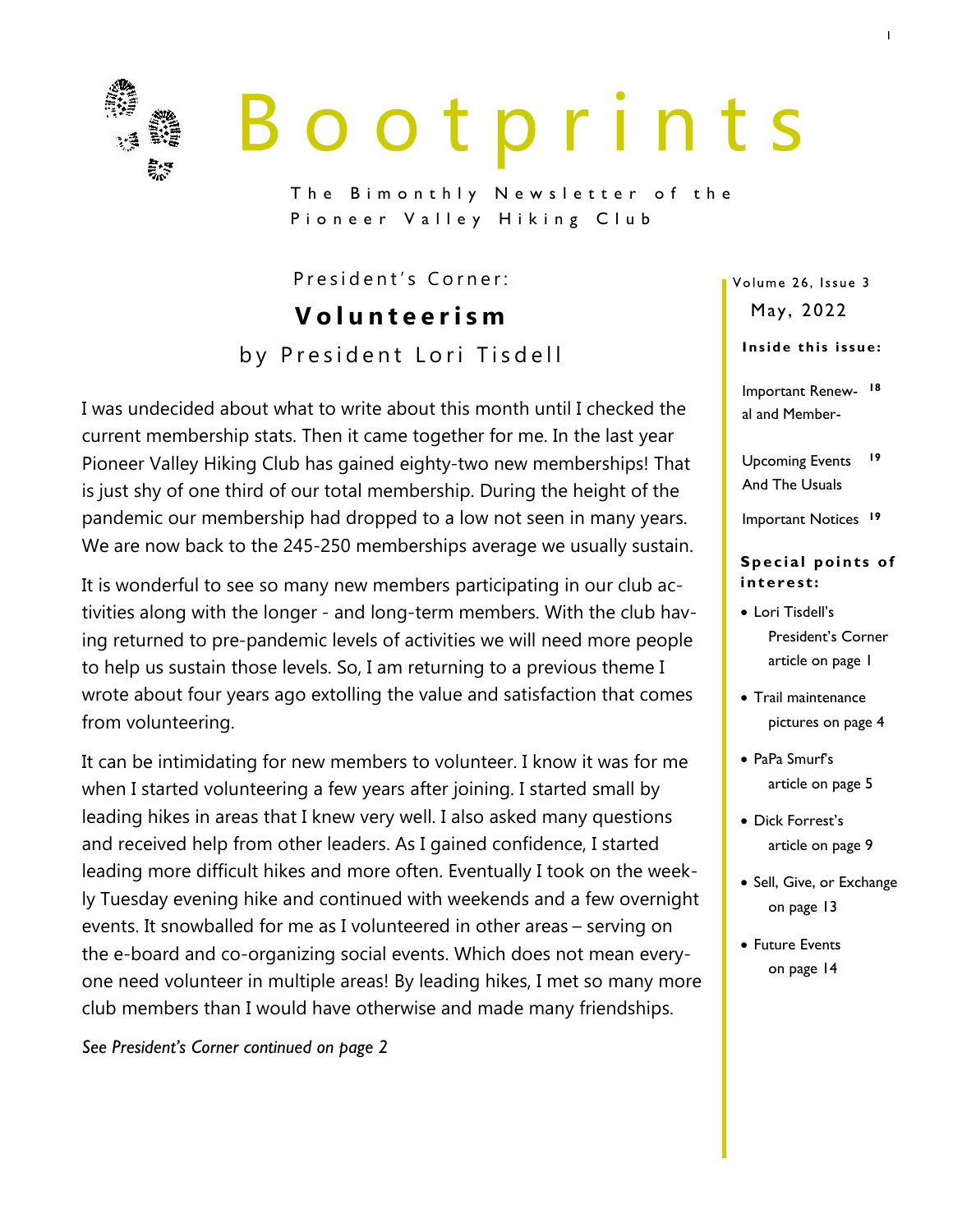# Bootprints

The Bimonthly Newsletter of the Pioneer Valley Hiking Club

## President's Corner:

## **Volunteerism**

### by President Lori Tisdell

I was undecided about what to write about this month until I checked the current membership stats. Then it came together for me. In the last year Pioneer Valley Hiking Club has gained eighty-two new memberships! That is just shy of one third of our total membership. During the height of the pandemic our membership had dropped to a low not seen in many years. We are now back to the 245-250 memberships average we usually sustain.

It is wonderful to see so many new members participating in our club activities along with the longer - and long-term members. With the club having returned to pre-pandemic levels of activities we will need more people to help us sustain those levels. So, I am returning to a previous theme I wrote about four years ago extolling the value and satisfaction that comes from volunteering.

It can be intimidating for new members to volunteer. I know it was for me when I started volunteering a few years after joining. I started small by leading hikes in areas that I knew very well. I also asked many questions and received help from other leaders. As I gained confidence, I started leading more difficult hikes and more often. Eventually I took on the weekly Tuesday evening hike and continued with weekends and a few overnight events. It snowballed for me as I volunteered in other areas – serving on the e-board and co-organizing social events. Which does not mean everyone need volunteer in multiple areas! By leading hikes, I met so many more club members than I would have otherwise and made many friendships.

*See President's Corner continued on page 2*

Volume 26, Issue 3

May, 2022

**Inside this issue:**

| | |
|---|---|
| Important Renewal and Member- | 18 |
| Upcoming Events And The Usuals | 19 |
| Important Notices | 19 |

**Special points of interest:**

- Lori Tisdell's President's Corner article on page 1
- Trail maintenance pictures on page 4
- PaPa Smurf's article on page 5
- Dick Forrest's article on page 9
- Sell, Give, or Exchange on page 13
- Future Events on page 14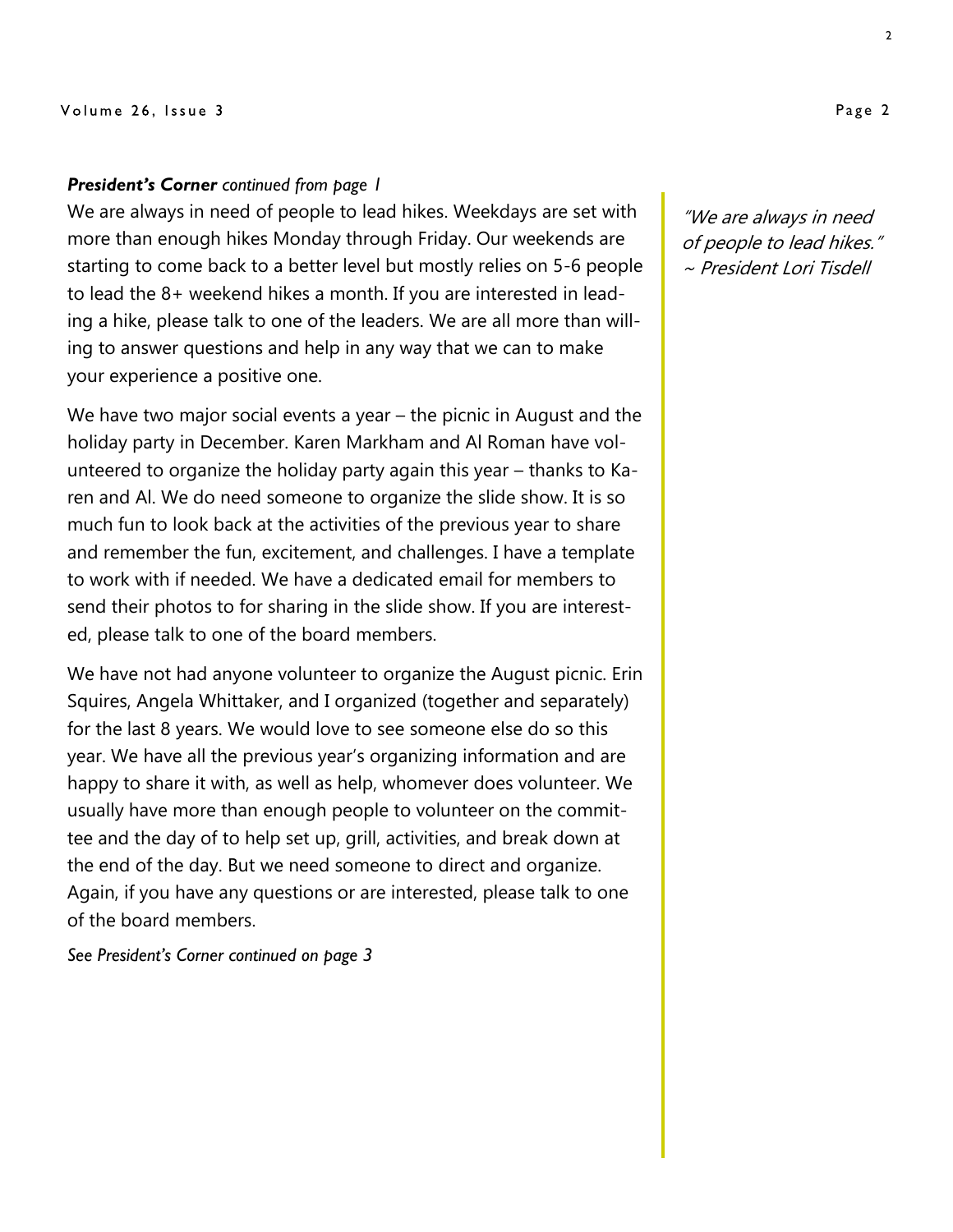***President's Corner** continued from page 1*

We are always in need of people to lead hikes. Weekdays are set with more than enough hikes Monday through Friday. Our weekends are starting to come back to a better level but mostly relies on 5-6 people to lead the 8+ weekend hikes a month. If you are interested in leading a hike, please talk to one of the leaders. We are all more than willing to answer questions and help in any way that we can to make your experience a positive one.

We have two major social events a year – the picnic in August and the holiday party in December. Karen Markham and Al Roman have volunteered to organize the holiday party again this year – thanks to Karen and Al. We do need someone to organize the slide show. It is so much fun to look back at the activities of the previous year to share and remember the fun, excitement, and challenges. I have a template to work with if needed. We have a dedicated email for members to send their photos to for sharing in the slide show. If you are interested, please talk to one of the board members.

We have not had anyone volunteer to organize the August picnic. Erin Squires, Angela Whittaker, and I organized (together and separately) for the last 8 years. We would love to see someone else do so this year. We have all the previous year's organizing information and are happy to share it with, as well as help, whomever does volunteer. We usually have more than enough people to volunteer on the committee and the day of to help set up, grill, activities, and break down at the end of the day. But we need someone to direct and organize. Again, if you have any questions or are interested, please talk to one of the board members.

*See President's Corner continued on page 3*

*"We are always in need of people to lead hikes." ~ President Lori Tisdell*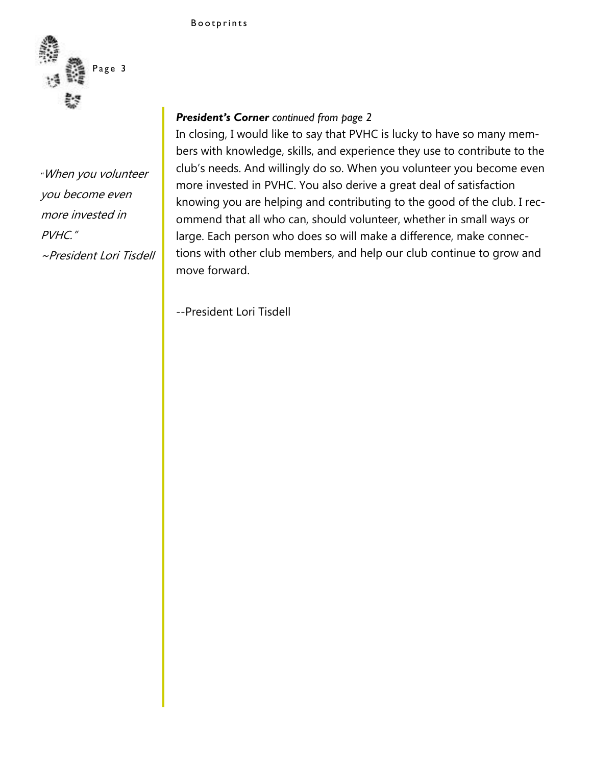*"When you volunteer you become even more invested in PVHC."*
*~President Lori Tisdell*

***President's Corner*** *continued from page 2*

In closing, I would like to say that PVHC is lucky to have so many members with knowledge, skills, and experience they use to contribute to the club's needs. And willingly do so. When you volunteer you become even more invested in PVHC. You also derive a great deal of satisfaction knowing you are helping and contributing to the good of the club. I recommend that all who can, should volunteer, whether in small ways or large. Each person who does so will make a difference, make connections with other club members, and help our club continue to grow and move forward.

--President Lori Tisdell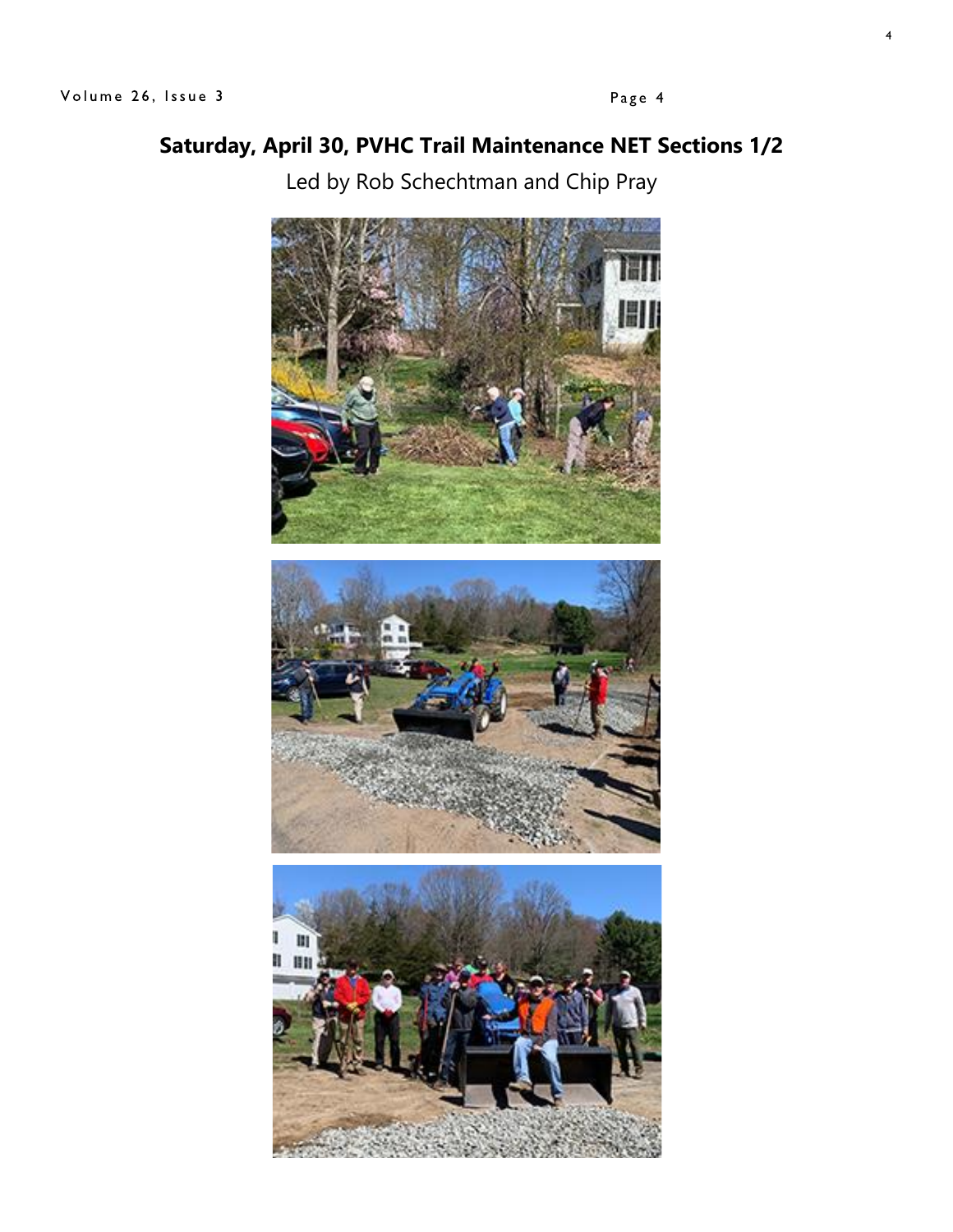## Saturday, April 30, PVHC Trail Maintenance NET Sections 1/2

Led by Rob Schechtman and Chip Pray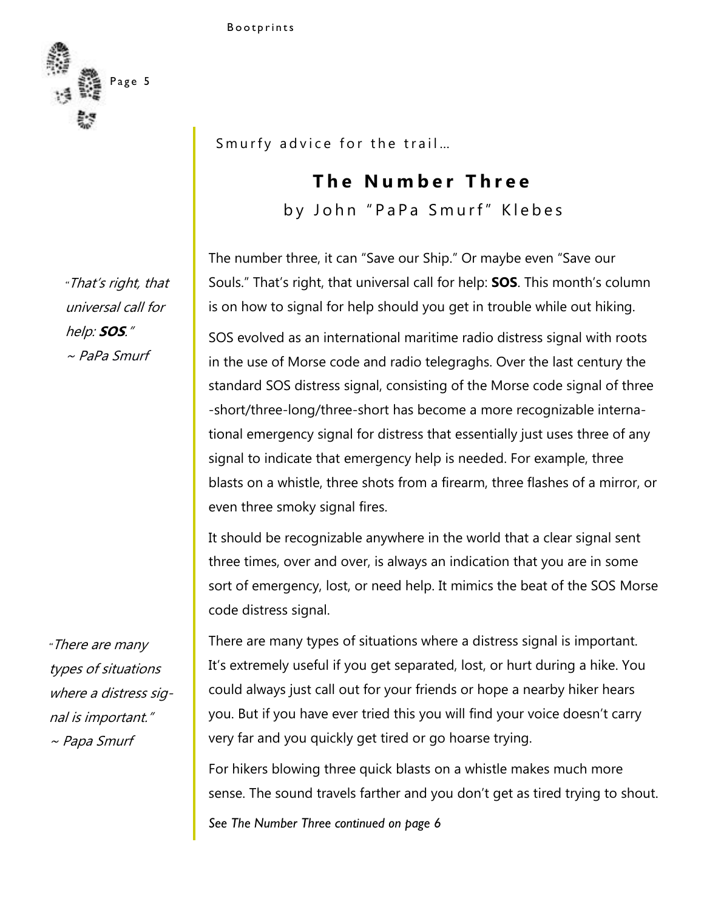Smurfy advice for the trail…

## The Number Three

by John "PaPa Smurf" Klebes

*"That's right, that universal call for help: **SOS**."*
*~ PaPa Smurf*

The number three, it can "Save our Ship." Or maybe even "Save our Souls." That's right, that universal call for help: **SOS**. This month's column is on how to signal for help should you get in trouble while out hiking.

SOS evolved as an international maritime radio distress signal with roots in the use of Morse code and radio telegraghs. Over the last century the standard SOS distress signal, consisting of the Morse code signal of three-short/three-long/three-short has become a more recognizable international emergency signal for distress that essentially just uses three of any signal to indicate that emergency help is needed. For example, three blasts on a whistle, three shots from a firearm, three flashes of a mirror, or even three smoky signal fires.

It should be recognizable anywhere in the world that a clear signal sent three times, over and over, is always an indication that you are in some sort of emergency, lost, or need help. It mimics the beat of the SOS Morse code distress signal.

*"There are many types of situations where a distress signal is important."*
*~ Papa Smurf*

There are many types of situations where a distress signal is important. It's extremely useful if you get separated, lost, or hurt during a hike. You could always just call out for your friends or hope a nearby hiker hears you. But if you have ever tried this you will find your voice doesn't carry very far and you quickly get tired or go hoarse trying.

For hikers blowing three quick blasts on a whistle makes much more sense. The sound travels farther and you don't get as tired trying to shout.

*See The Number Three continued on page 6*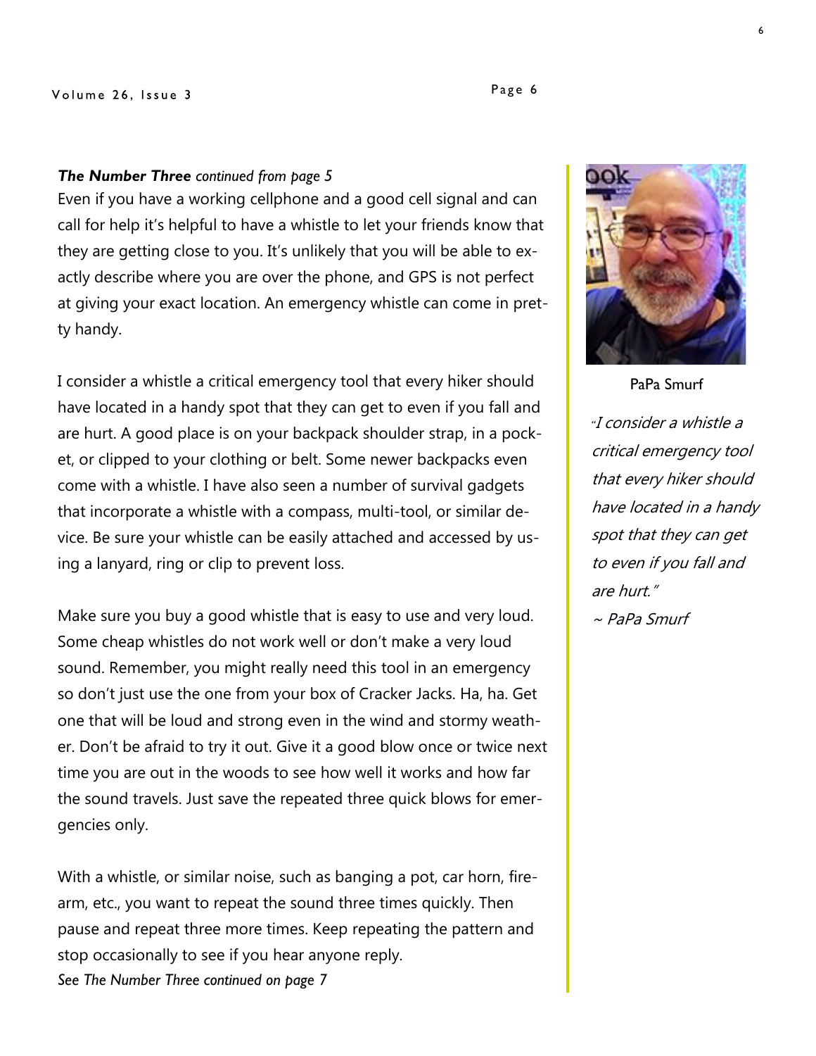***The Number Three** continued from page 5*

Even if you have a working cellphone and a good cell signal and can call for help it's helpful to have a whistle to let your friends know that they are getting close to you. It's unlikely that you will be able to exactly describe where you are over the phone, and GPS is not perfect at giving your exact location. An emergency whistle can come in pretty handy.

I consider a whistle a critical emergency tool that every hiker should have located in a handy spot that they can get to even if you fall and are hurt. A good place is on your backpack shoulder strap, in a pocket, or clipped to your clothing or belt. Some newer backpacks even come with a whistle. I have also seen a number of survival gadgets that incorporate a whistle with a compass, multi-tool, or similar device. Be sure your whistle can be easily attached and accessed by using a lanyard, ring or clip to prevent loss.

Make sure you buy a good whistle that is easy to use and very loud. Some cheap whistles do not work well or don't make a very loud sound. Remember, you might really need this tool in an emergency so don't just use the one from your box of Cracker Jacks. Ha, ha. Get one that will be loud and strong even in the wind and stormy weather. Don't be afraid to try it out. Give it a good blow once or twice next time you are out in the woods to see how well it works and how far the sound travels. Just save the repeated three quick blows for emergencies only.

With a whistle, or similar noise, such as banging a pot, car horn, firearm, etc., you want to repeat the sound three times quickly. Then pause and repeat three more times. Keep repeating the pattern and stop occasionally to see if you hear anyone reply.

*See The Number Three continued on page 7*

PaPa Smurf

*"I consider a whistle a critical emergency tool that every hiker should have located in a handy spot that they can get to even if you fall and are hurt."*
*~ PaPa Smurf*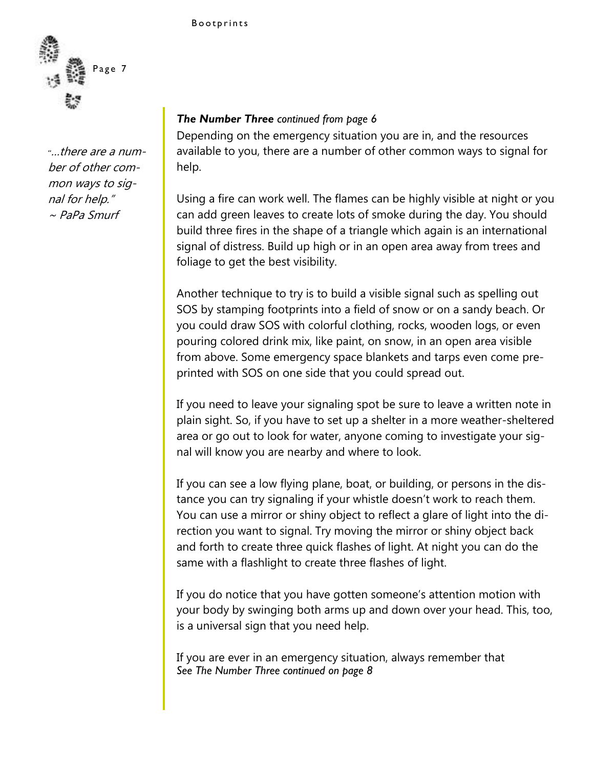*"...there are a number of other common ways to signal for help."*
*~ PaPa Smurf*

***The Number Three*** *continued from page 6*

Depending on the emergency situation you are in, and the resources available to you, there are a number of other common ways to signal for help.

Using a fire can work well. The flames can be highly visible at night or you can add green leaves to create lots of smoke during the day. You should build three fires in the shape of a triangle which again is an international signal of distress. Build up high or in an open area away from trees and foliage to get the best visibility.

Another technique to try is to build a visible signal such as spelling out SOS by stamping footprints into a field of snow or on a sandy beach. Or you could draw SOS with colorful clothing, rocks, wooden logs, or even pouring colored drink mix, like paint, on snow, in an open area visible from above. Some emergency space blankets and tarps even come pre-printed with SOS on one side that you could spread out.

If you need to leave your signaling spot be sure to leave a written note in plain sight. So, if you have to set up a shelter in a more weather-sheltered area or go out to look for water, anyone coming to investigate your signal will know you are nearby and where to look.

If you can see a low flying plane, boat, or building, or persons in the distance you can try signaling if your whistle doesn't work to reach them. You can use a mirror or shiny object to reflect a glare of light into the direction you want to signal. Try moving the mirror or shiny object back and forth to create three quick flashes of light. At night you can do the same with a flashlight to create three flashes of light.

If you do notice that you have gotten someone's attention motion with your body by swinging both arms up and down over your head. This, too, is a universal sign that you need help.

If you are ever in an emergency situation, always remember that

*See The Number Three continued on page 8*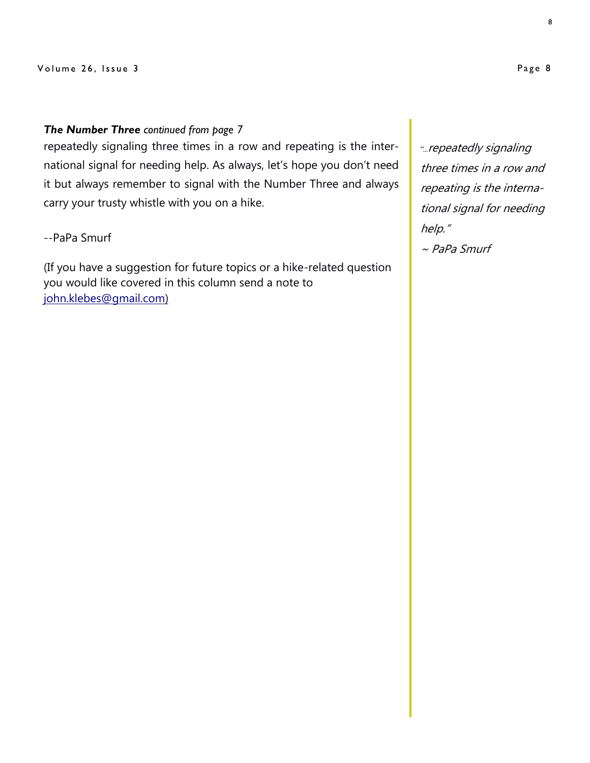***The Number Three*** *continued from page 7*

repeatedly signaling three times in a row and repeating is the international signal for needing help. As always, let's hope you don't need it but always remember to signal with the Number Three and always carry your trusty whistle with you on a hike.

--PaPa Smurf

(If you have a suggestion for future topics or a hike-related question you would like covered in this column send a note to john.klebes@gmail.com)

*"...repeatedly signaling three times in a row and repeating is the international signal for needing help."*
*~ PaPa Smurf*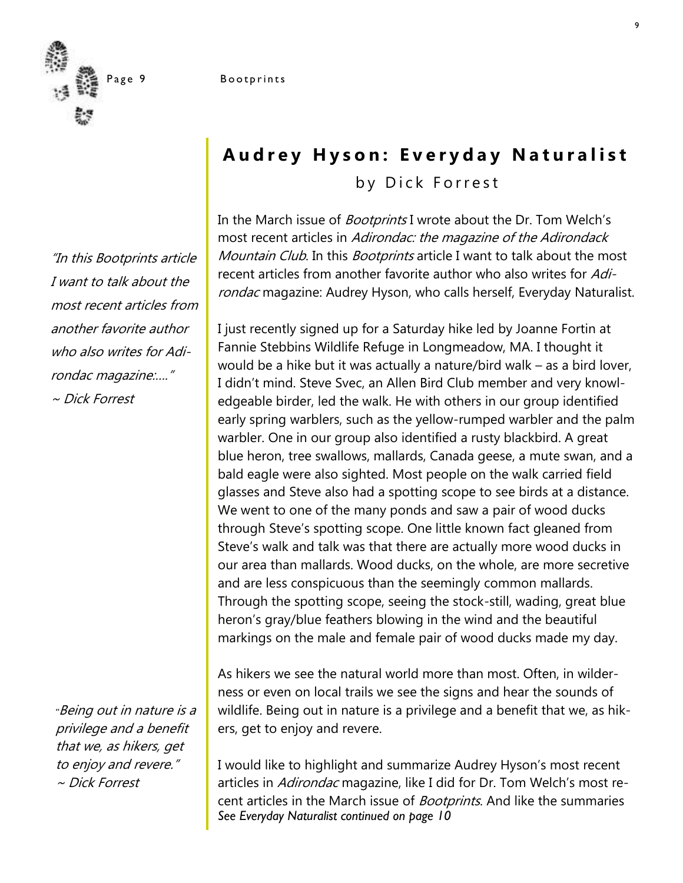## Audrey Hyson: Everyday Naturalist

by Dick Forrest

*"In this Bootprints article I want to talk about the most recent articles from another favorite author who also writes for Adirondac magazine:...."*
*~ Dick Forrest*

In the March issue of *Bootprints* I wrote about the Dr. Tom Welch's most recent articles in *Adirondac: the magazine of the Adirondack Mountain Club*. In this *Bootprints* article I want to talk about the most recent articles from another favorite author who also writes for *Adirondac* magazine: Audrey Hyson, who calls herself, Everyday Naturalist.

I just recently signed up for a Saturday hike led by Joanne Fortin at Fannie Stebbins Wildlife Refuge in Longmeadow, MA. I thought it would be a hike but it was actually a nature/bird walk – as a bird lover, I didn't mind. Steve Svec, an Allen Bird Club member and very knowledgeable birder, led the walk. He with others in our group identified early spring warblers, such as the yellow-rumped warbler and the palm warbler. One in our group also identified a rusty blackbird. A great blue heron, tree swallows, mallards, Canada geese, a mute swan, and a bald eagle were also sighted. Most people on the walk carried field glasses and Steve also had a spotting scope to see birds at a distance. We went to one of the many ponds and saw a pair of wood ducks through Steve's spotting scope. One little known fact gleaned from Steve's walk and talk was that there are actually more wood ducks in our area than mallards. Wood ducks, on the whole, are more secretive and are less conspicuous than the seemingly common mallards. Through the spotting scope, seeing the stock-still, wading, great blue heron's gray/blue feathers blowing in the wind and the beautiful markings on the male and female pair of wood ducks made my day.

*"Being out in nature is a privilege and a benefit that we, as hikers, get to enjoy and revere."*
*~ Dick Forrest*

As hikers we see the natural world more than most. Often, in wilderness or even on local trails we see the signs and hear the sounds of wildlife. Being out in nature is a privilege and a benefit that we, as hikers, get to enjoy and revere.

I would like to highlight and summarize Audrey Hyson's most recent articles in *Adirondac* magazine, like I did for Dr. Tom Welch's most recent articles in the March issue of *Bootprints*. And like the summaries

*See Everyday Naturalist continued on page 10*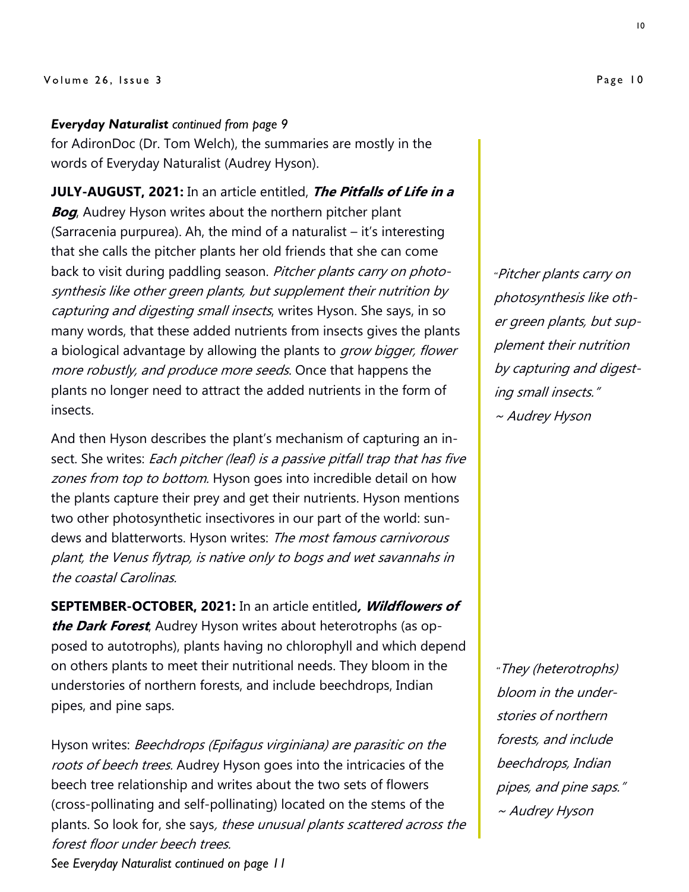***Everyday Naturalist** continued from page 9*

for AdironDoc (Dr. Tom Welch), the summaries are mostly in the words of Everyday Naturalist (Audrey Hyson).

**JULY-AUGUST, 2021:** In an article entitled, ***The Pitfalls of Life in a Bog***, Audrey Hyson writes about the northern pitcher plant (Sarracenia purpurea). Ah, the mind of a naturalist – it's interesting that she calls the pitcher plants her old friends that she can come back to visit during paddling season. *Pitcher plants carry on photosynthesis like other green plants, but supplement their nutrition by capturing and digesting small insects*, writes Hyson. She says, in so many words, that these added nutrients from insects gives the plants a biological advantage by allowing the plants to *grow bigger, flower more robustly, and produce more seeds*. Once that happens the plants no longer need to attract the added nutrients in the form of insects.

And then Hyson describes the plant's mechanism of capturing an insect. She writes: *Each pitcher (leaf) is a passive pitfall trap that has five zones from top to bottom.* Hyson goes into incredible detail on how the plants capture their prey and get their nutrients. Hyson mentions two other photosynthetic insectivores in our part of the world: sundews and blatterworts. Hyson writes: *The most famous carnivorous plant, the Venus flytrap, is native only to bogs and wet savannahs in the coastal Carolinas.*

**SEPTEMBER-OCTOBER, 2021:** In an article entitled***, Wildflowers of the Dark Forest***, Audrey Hyson writes about heterotrophs (as opposed to autotrophs), plants having no chlorophyll and which depend on others plants to meet their nutritional needs. They bloom in the understories of northern forests, and include beechdrops, Indian pipes, and pine saps.

Hyson writes: *Beechdrops (Epifagus virginiana) are parasitic on the roots of beech trees.* Audrey Hyson goes into the intricacies of the beech tree relationship and writes about the two sets of flowers (cross-pollinating and self-pollinating) located on the stems of the plants. So look for, she says*, these unusual plants scattered across the forest floor under beech trees.*

*See Everyday Naturalist continued on page 11*

> *"Pitcher plants carry on photosynthesis like other green plants, but supplement their nutrition by capturing and digesting small insects."*
> *~ Audrey Hyson*

> *"They (heterotrophs) bloom in the understories of northern forests, and include beechdrops, Indian pipes, and pine saps."*
> *~ Audrey Hyson*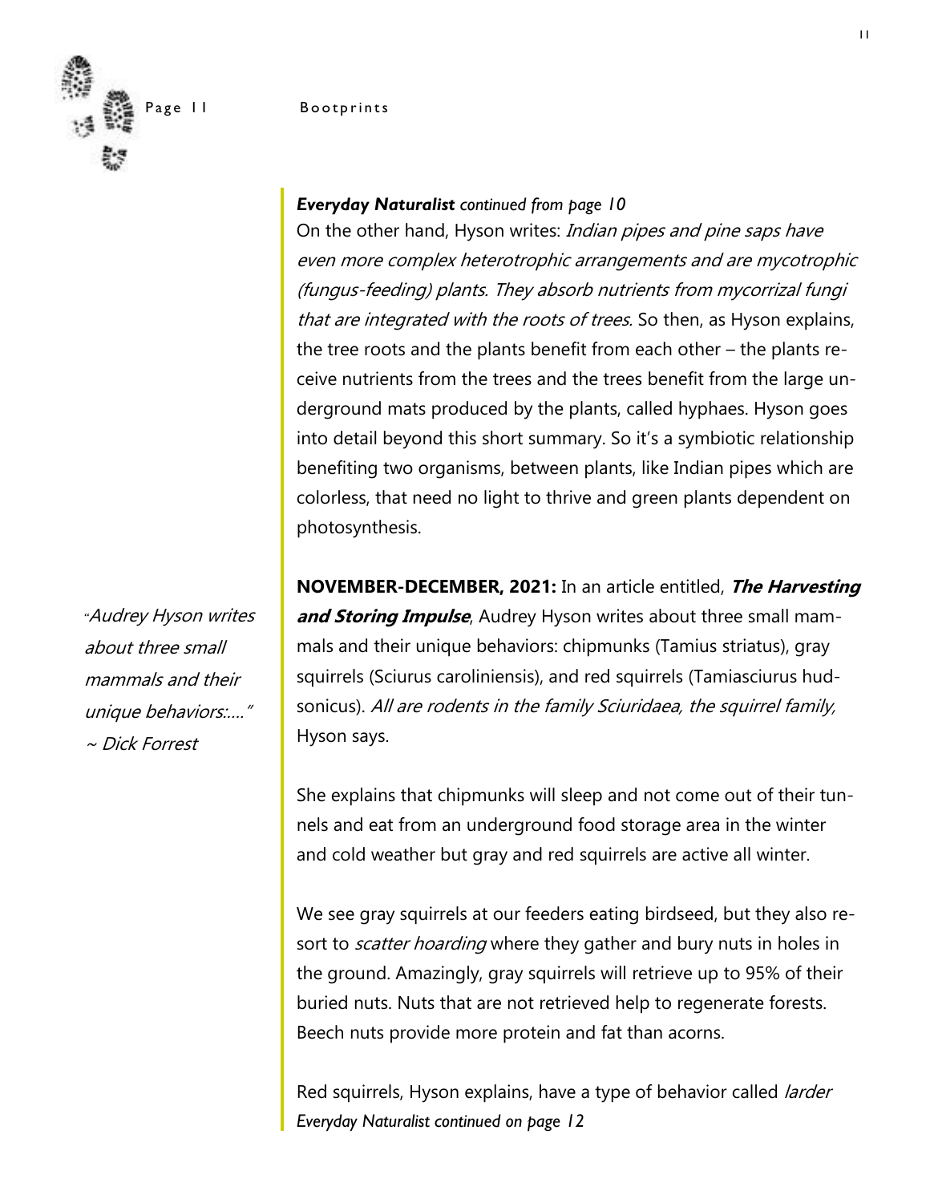*Everyday Naturalist continued from page 10*

On the other hand, Hyson writes: *Indian pipes and pine saps have even more complex heterotrophic arrangements and are mycotrophic (fungus-feeding) plants. They absorb nutrients from mycorrizal fungi that are integrated with the roots of trees.* So then, as Hyson explains, the tree roots and the plants benefit from each other – the plants receive nutrients from the trees and the trees benefit from the large underground mats produced by the plants, called hyphaes. Hyson goes into detail beyond this short summary. So it's a symbiotic relationship benefiting two organisms, between plants, like Indian pipes which are colorless, that need no light to thrive and green plants dependent on photosynthesis.

"*Audrey Hyson writes about three small mammals and their unique behaviors:....*"
*~ Dick Forrest*

**NOVEMBER-DECEMBER, 2021:** In an article entitled, ***The Harvesting and Storing Impulse***, Audrey Hyson writes about three small mammals and their unique behaviors: chipmunks (Tamius striatus), gray squirrels (Sciurus caroliniensis), and red squirrels (Tamiasciurus hudsonicus). *All are rodents in the family Sciuridaea, the squirrel family,* Hyson says.

She explains that chipmunks will sleep and not come out of their tunnels and eat from an underground food storage area in the winter and cold weather but gray and red squirrels are active all winter.

We see gray squirrels at our feeders eating birdseed, but they also resort to *scatter hoarding* where they gather and bury nuts in holes in the ground. Amazingly, gray squirrels will retrieve up to 95% of their buried nuts. Nuts that are not retrieved help to regenerate forests. Beech nuts provide more protein and fat than acorns.

Red squirrels, Hyson explains, have a type of behavior called *larder*

*Everyday Naturalist continued on page 12*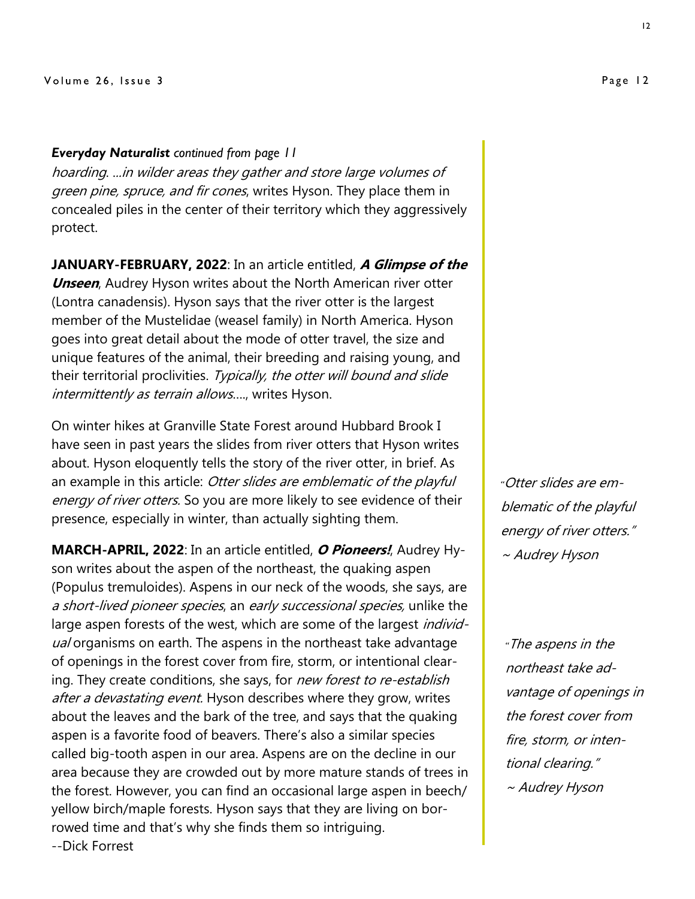***Everyday Naturalist*** *continued from page 11*

*hoarding. ...in wilder areas they gather and store large volumes of green pine, spruce, and fir cones*, writes Hyson. They place them in concealed piles in the center of their territory which they aggressively protect.

**JANUARY-FEBRUARY, 2022**: In an article entitled, ***A Glimpse of the Unseen***, Audrey Hyson writes about the North American river otter (Lontra canadensis). Hyson says that the river otter is the largest member of the Mustelidae (weasel family) in North America. Hyson goes into great detail about the mode of otter travel, the size and unique features of the animal, their breeding and raising young, and their territorial proclivities. *Typically, the otter will bound and slide intermittently as terrain allows*...., writes Hyson.

On winter hikes at Granville State Forest around Hubbard Brook I have seen in past years the slides from river otters that Hyson writes about. Hyson eloquently tells the story of the river otter, in brief. As an example in this article: *Otter slides are emblematic of the playful energy of river otters.* So you are more likely to see evidence of their presence, especially in winter, than actually sighting them.

**MARCH-APRIL, 2022**: In an article entitled, ***O Pioneers!***, Audrey Hyson writes about the aspen of the northeast, the quaking aspen (Populus tremuloides). Aspens in our neck of the woods, she says, are *a short-lived pioneer species*, an *early successional species,* unlike the large aspen forests of the west, which are some of the largest *individual* organisms on earth. The aspens in the northeast take advantage of openings in the forest cover from fire, storm, or intentional clearing. They create conditions, she says, for *new forest to re-establish after a devastating event.* Hyson describes where they grow, writes about the leaves and the bark of the tree, and says that the quaking aspen is a favorite food of beavers. There's also a similar species called big-tooth aspen in our area. Aspens are on the decline in our area because they are crowded out by more mature stands of trees in the forest. However, you can find an occasional large aspen in beech/ yellow birch/maple forests. Hyson says that they are living on borrowed time and that's why she finds them so intriguing.

--Dick Forrest

*"Otter slides are emblematic of the playful energy of river otters." ~ Audrey Hyson*

*"The aspens in the northeast take advantage of openings in the forest cover from fire, storm, or intentional clearing." ~ Audrey Hyson*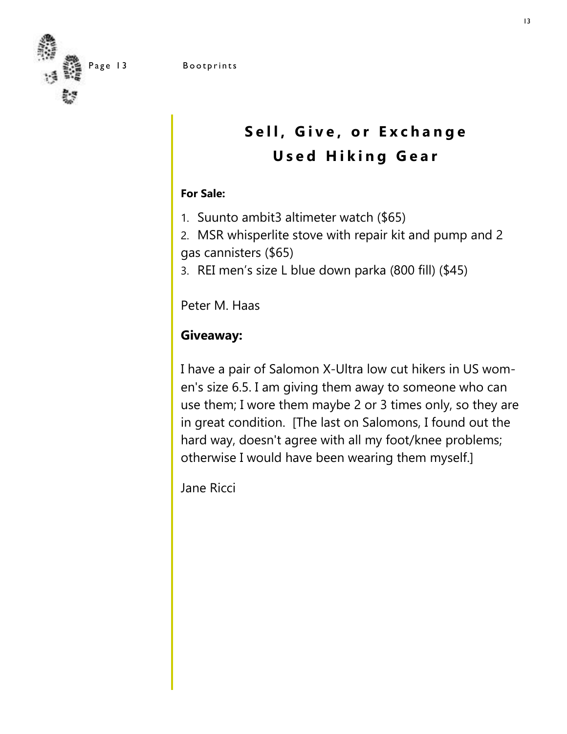# Sell, Give, or Exchange Used Hiking Gear

**For Sale:**

1. Suunto ambit3 altimeter watch ($65)
2. MSR whisperlite stove with repair kit and pump and 2 gas cannisters ($65)
3. REI men's size L blue down parka (800 fill) ($45)

Peter M. Haas

**Giveaway:**

I have a pair of Salomon X-Ultra low cut hikers in US women's size 6.5. I am giving them away to someone who can use them; I wore them maybe 2 or 3 times only, so they are in great condition. [The last on Salomons, I found out the hard way, doesn't agree with all my foot/knee problems; otherwise I would have been wearing them myself.]

Jane Ricci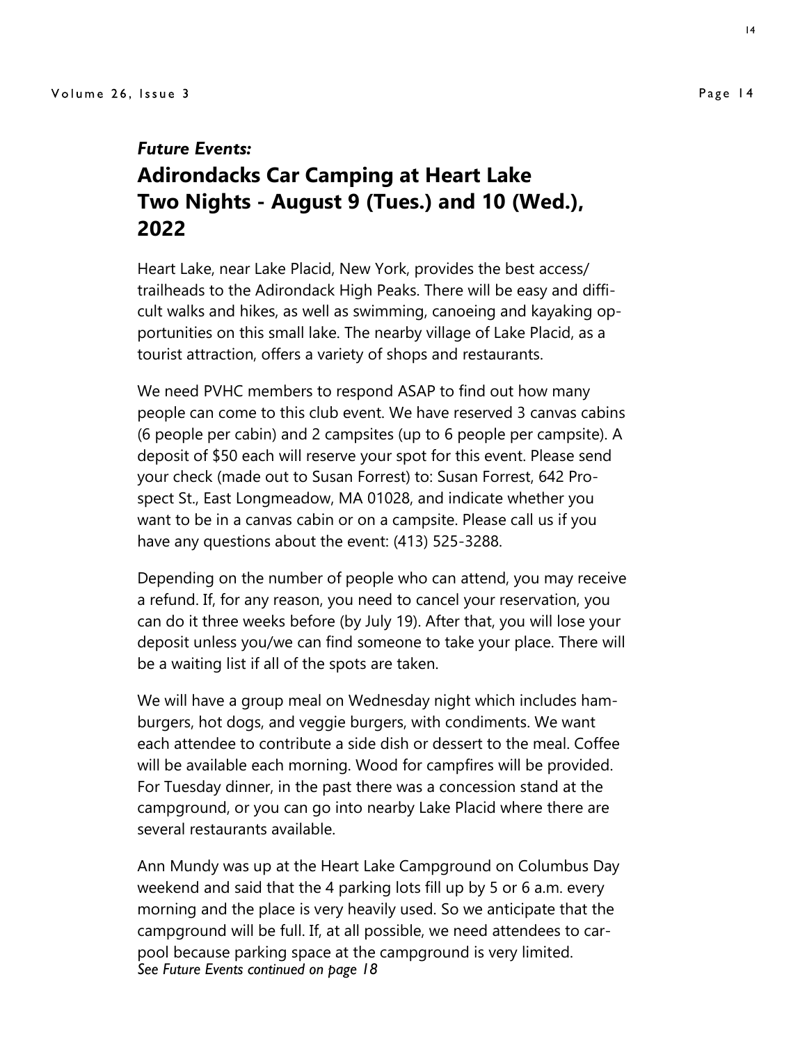*Future Events:*

## Adirondacks Car Camping at Heart Lake Two Nights - August 9 (Tues.) and 10 (Wed.), 2022

Heart Lake, near Lake Placid, New York, provides the best access/ trailheads to the Adirondack High Peaks. There will be easy and difficult walks and hikes, as well as swimming, canoeing and kayaking opportunities on this small lake. The nearby village of Lake Placid, as a tourist attraction, offers a variety of shops and restaurants.

We need PVHC members to respond ASAP to find out how many people can come to this club event. We have reserved 3 canvas cabins (6 people per cabin) and 2 campsites (up to 6 people per campsite). A deposit of $50 each will reserve your spot for this event. Please send your check (made out to Susan Forrest) to: Susan Forrest, 642 Prospect St., East Longmeadow, MA 01028, and indicate whether you want to be in a canvas cabin or on a campsite. Please call us if you have any questions about the event: (413) 525-3288.

Depending on the number of people who can attend, you may receive a refund. If, for any reason, you need to cancel your reservation, you can do it three weeks before (by July 19). After that, you will lose your deposit unless you/we can find someone to take your place. There will be a waiting list if all of the spots are taken.

We will have a group meal on Wednesday night which includes hamburgers, hot dogs, and veggie burgers, with condiments. We want each attendee to contribute a side dish or dessert to the meal. Coffee will be available each morning. Wood for campfires will be provided. For Tuesday dinner, in the past there was a concession stand at the campground, or you can go into nearby Lake Placid where there are several restaurants available.

Ann Mundy was up at the Heart Lake Campground on Columbus Day weekend and said that the 4 parking lots fill up by 5 or 6 a.m. every morning and the place is very heavily used. So we anticipate that the campground will be full. If, at all possible, we need attendees to carpool because parking space at the campground is very limited.

*See Future Events continued on page 18*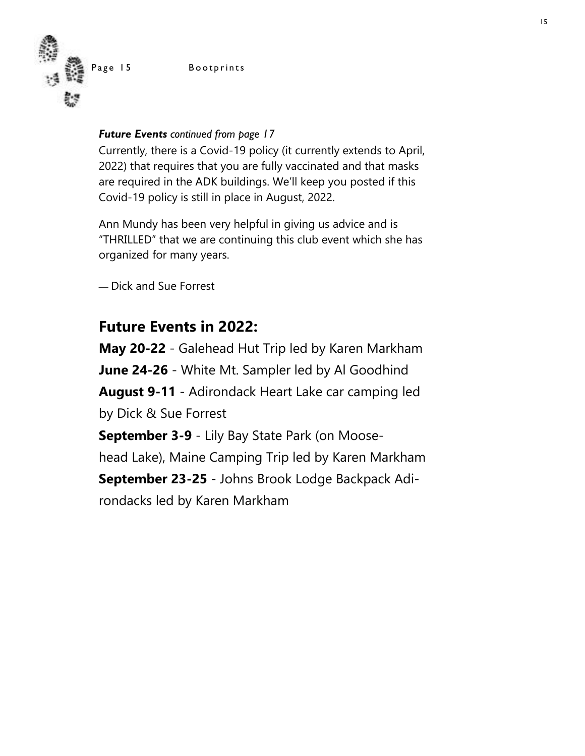***Future Events** continued from page 17*

Currently, there is a Covid-19 policy (it currently extends to April, 2022) that requires that you are fully vaccinated and that masks are required in the ADK buildings. We'll keep you posted if this Covid-19 policy is still in place in August, 2022.

Ann Mundy has been very helpful in giving us advice and is "THRILLED" that we are continuing this club event which she has organized for many years.

— Dick and Sue Forrest

## Future Events in 2022:

**May 20-22** - Galehead Hut Trip led by Karen Markham

**June 24-26** - White Mt. Sampler led by Al Goodhind

**August 9-11** - Adirondack Heart Lake car camping led by Dick & Sue Forrest

**September 3-9** - Lily Bay State Park (on Moosehead Lake), Maine Camping Trip led by Karen Markham

**September 23-25** - Johns Brook Lodge Backpack Adirondacks led by Karen Markham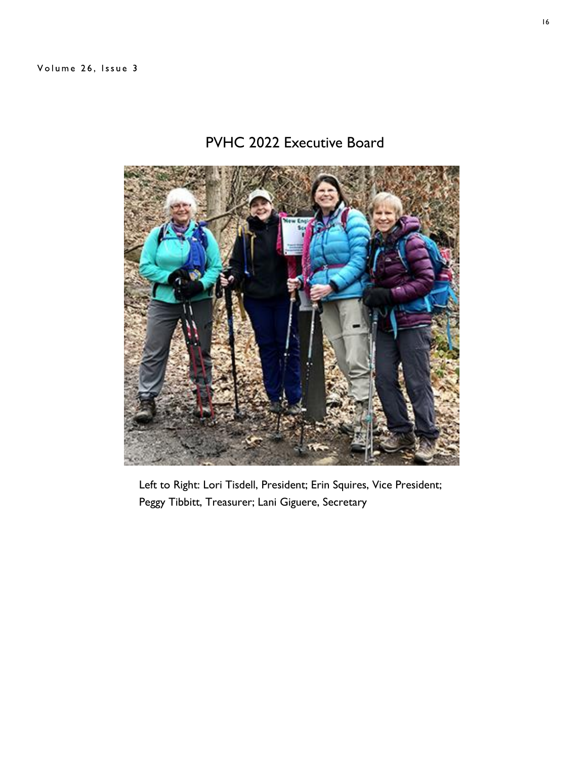## PVHC 2022 Executive Board

Left to Right: Lori Tisdell, President; Erin Squires, Vice President; Peggy Tibbitt, Treasurer; Lani Giguere, Secretary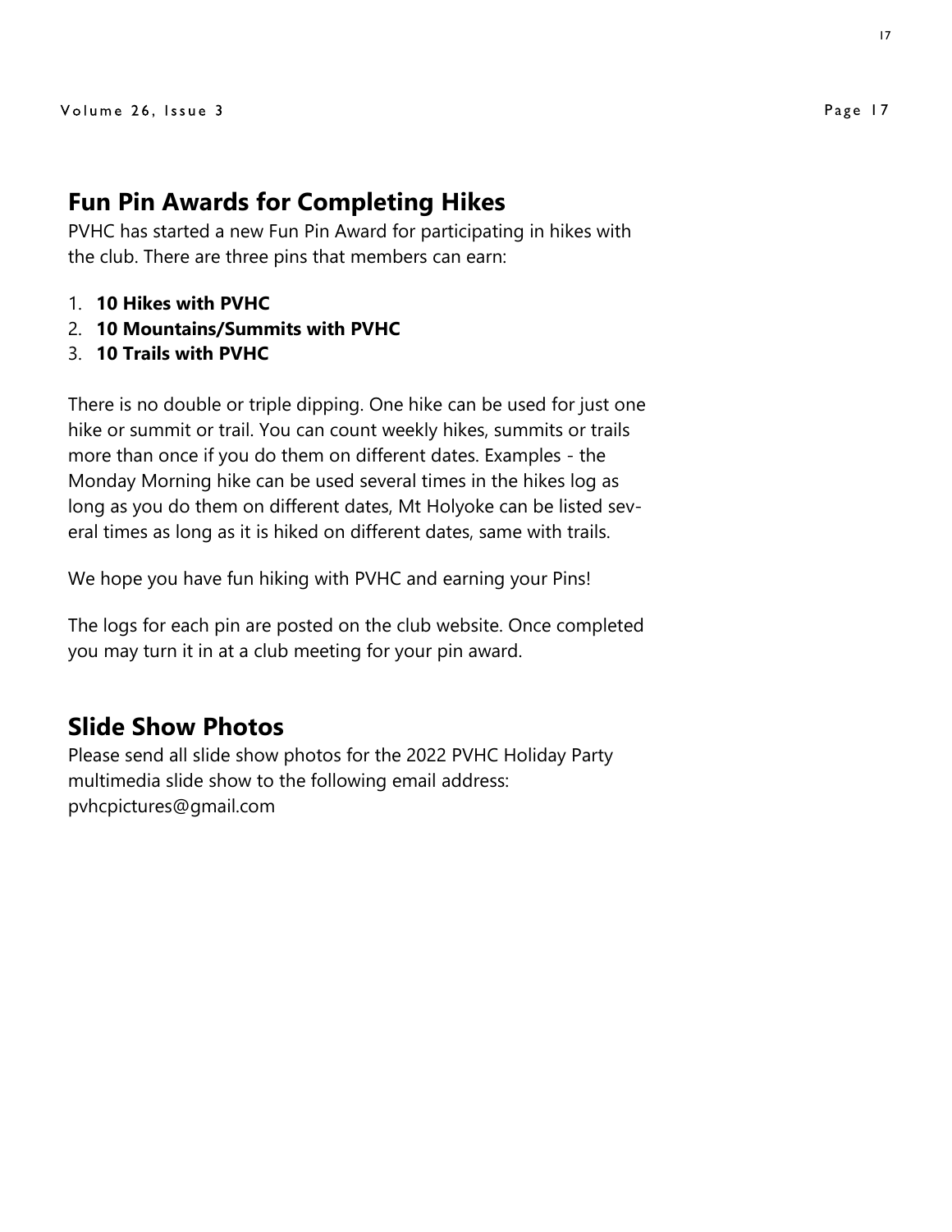## Fun Pin Awards for Completing Hikes

PVHC has started a new Fun Pin Award for participating in hikes with the club. There are three pins that members can earn:

1. **10 Hikes with PVHC**
2. **10 Mountains/Summits with PVHC**
3. **10 Trails with PVHC**

There is no double or triple dipping. One hike can be used for just one hike or summit or trail. You can count weekly hikes, summits or trails more than once if you do them on different dates. Examples - the Monday Morning hike can be used several times in the hikes log as long as you do them on different dates, Mt Holyoke can be listed several times as long as it is hiked on different dates, same with trails.

We hope you have fun hiking with PVHC and earning your Pins!

The logs for each pin are posted on the club website. Once completed you may turn it in at a club meeting for your pin award.

## Slide Show Photos

Please send all slide show photos for the 2022 PVHC Holiday Party multimedia slide show to the following email address: pvhcpictures@gmail.com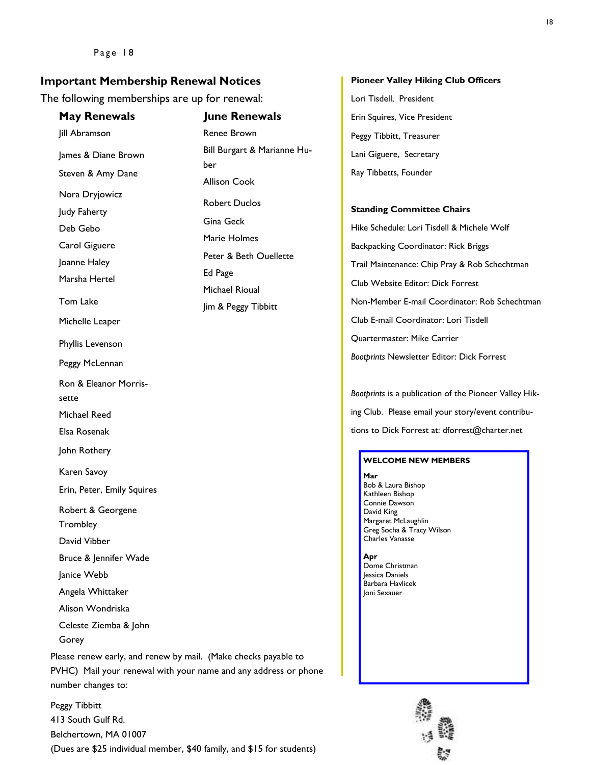## Important Membership Renewal Notices

The following memberships are up for renewal:

### May Renewals

Jill Abramson
James & Diane Brown
Steven & Amy Dane
Nora Dryjowicz
Judy Faherty
Deb Gebo
Carol Giguere
Joanne Haley
Marsha Hertel
Tom Lake
Michelle Leaper
Phyllis Levenson
Peggy McLennan
Ron & Eleanor Morrissette
Michael Reed
Elsa Rosenak
John Rothery
Karen Savoy
Erin, Peter, Emily Squires
Robert & Georgene Trombley
David Vibber
Bruce & Jennifer Wade
Janice Webb
Angela Whittaker
Alison Wondriska
Celeste Ziemba & John Gorey

### June Renewals

Renee Brown
Bill Burgart & Marianne Huber
Allison Cook
Robert Duclos
Gina Geck
Marie Holmes
Peter & Beth Ouellette
Ed Page
Michael Rioual
Jim & Peggy Tibbitt

Please renew early, and renew by mail. (Make checks payable to PVHC) Mail your renewal with your name and any address or phone number changes to:

Peggy Tibbitt
413 South Gulf Rd.
Belchertown, MA 01007
(Dues are $25 individual member, $40 family, and $15 for students)

**Pioneer Valley Hiking Club Officers**

Lori Tisdell, President
Erin Squires, Vice President
Peggy Tibbitt, Treasurer
Lani Giguere, Secretary
Ray Tibbetts, Founder

**Standing Committee Chairs**

Hike Schedule: Lori Tisdell & Michele Wolf
Backpacking Coordinator: Rick Briggs
Trail Maintenance: Chip Pray & Rob Schechtman
Club Website Editor: Dick Forrest
Non-Member E-mail Coordinator: Rob Schechtman
Club E-mail Coordinator: Lori Tisdell
Quartermaster: Mike Carrier
*Bootprints* Newsletter Editor: Dick Forrest

*Bootprints* is a publication of the Pioneer Valley Hiking Club. Please email your story/event contributions to Dick Forrest at: dforrest@charter.net

**WELCOME NEW MEMBERS**

**Mar**
Bob & Laura Bishop
Kathleen Bishop
Connie Dawson
David King
Margaret McLaughlin
Greg Socha & Tracy Wilson
Charles Vanasse

**Apr**
Dome Christman
Jessica Daniels
Barbara Havlicek
Joni Sexauer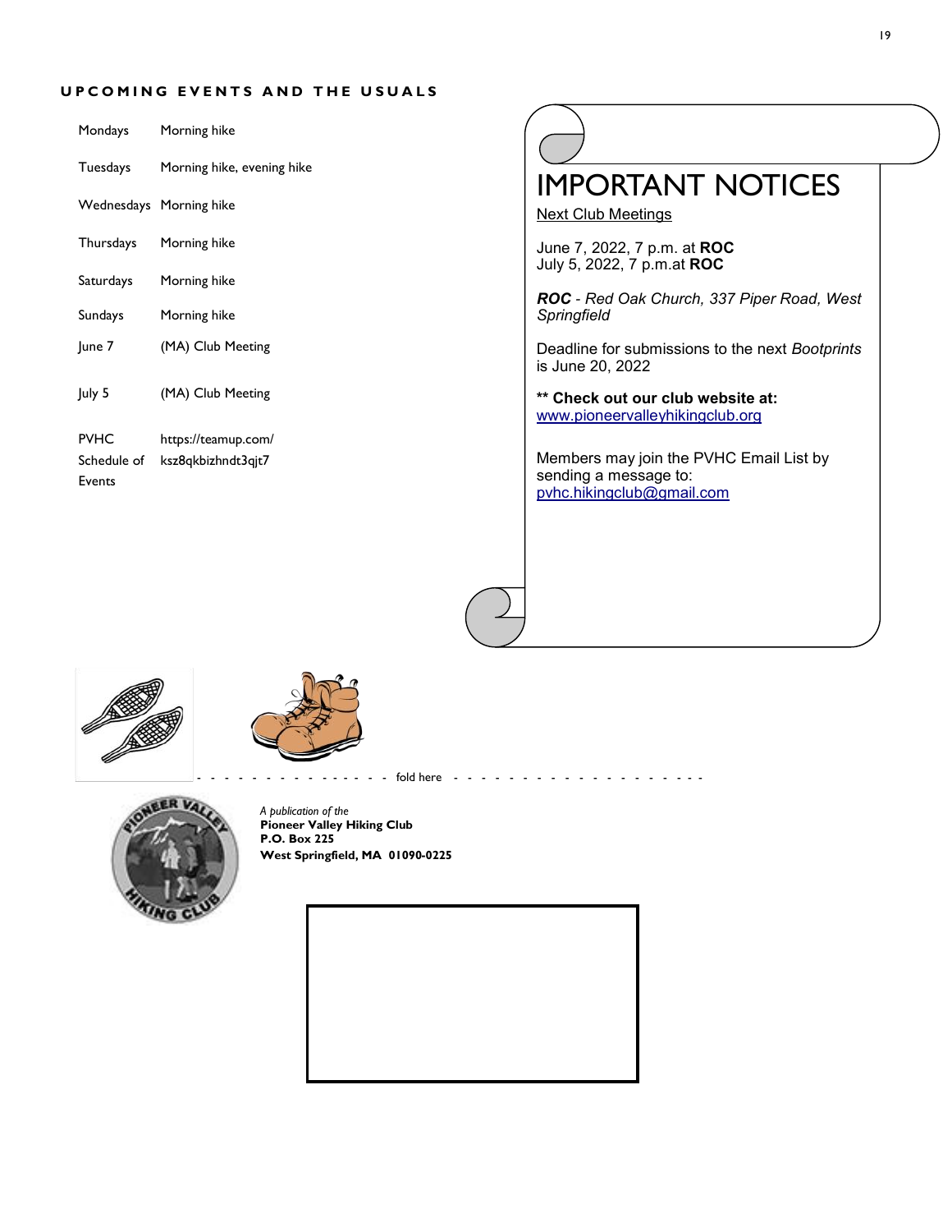## UPCOMING EVENTS AND THE USUALS

| | |
|---|---|
| Mondays | Morning hike |
| Tuesdays | Morning hike, evening hike |
| Wednesdays | Morning hike |
| Thursdays | Morning hike |
| Saturdays | Morning hike |
| Sundays | Morning hike |
| June 7 | (MA) Club Meeting |
| July 5 | (MA) Club Meeting |
| PVHC Schedule of Events | https://teamup.com/ksz8qkbizhndt3qjt7 |

# IMPORTANT NOTICES

Next Club Meetings

June 7, 2022, 7 p.m. at **ROC**
July 5, 2022, 7 p.m.at **ROC**

***ROC*** *- Red Oak Church, 337 Piper Road, West Springfield*

Deadline for submissions to the next *Bootprints* is June 20, 2022

**** Check out our club website at:**
www.pioneervalleyhikingclub.org

Members may join the PVHC Email List by sending a message to:
pvhc.hikingclub@gmail.com

- - - - - - - - - - - - - - - fold here - - - - - - - - - - - - - - - - - - -

*A publication of the*
**Pioneer Valley Hiking Club**
**P.O. Box 225**
**West Springfield, MA 01090-0225**